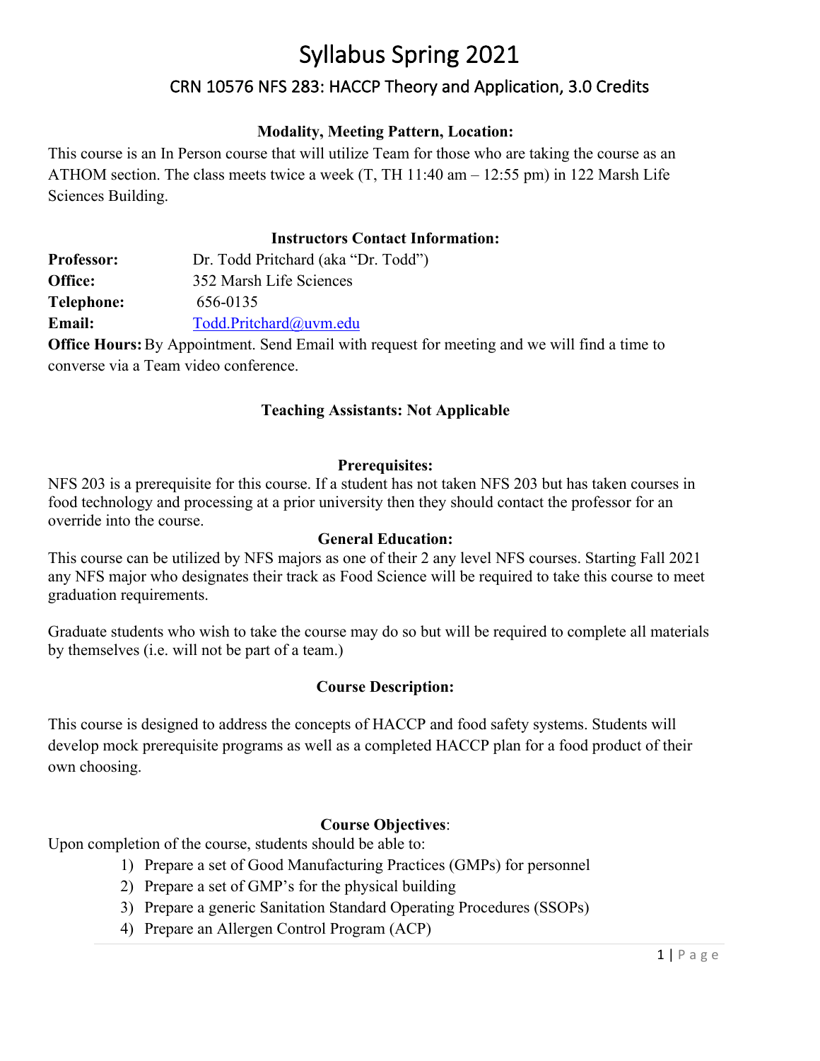# Syllabus Spring 2021

## CRN 10576 NFS 283: HACCP Theory and Application, 3.0 Credits

**Modality, Meeting Pattern, Location:**

This course is an In Person course that will utilize Team for those who are taking the course as an ATHOM section. The class meets twice a week (T, TH 11:40 am – 12:55 pm) in 122 Marsh Life Sciences Building.

**Instructors Contact Information:**

**Professor:** Dr. Todd Pritchard (aka "Dr. Todd")
**Office:** 352 Marsh Life Sciences
**Telephone:** 656-0135
**Email:** Todd.Pritchard@uvm.edu
**Office Hours:** By Appointment. Send Email with request for meeting and we will find a time to converse via a Team video conference.

**Teaching Assistants: Not Applicable**

**Prerequisites:**

NFS 203 is a prerequisite for this course. If a student has not taken NFS 203 but has taken courses in food technology and processing at a prior university then they should contact the professor for an override into the course.

**General Education:**

This course can be utilized by NFS majors as one of their 2 any level NFS courses. Starting Fall 2021 any NFS major who designates their track as Food Science will be required to take this course to meet graduation requirements.

Graduate students who wish to take the course may do so but will be required to complete all materials by themselves (i.e. will not be part of a team.)

**Course Description:**

This course is designed to address the concepts of HACCP and food safety systems. Students will develop mock prerequisite programs as well as a completed HACCP plan for a food product of their own choosing.

**Course Objectives**:

Upon completion of the course, students should be able to:

1) Prepare a set of Good Manufacturing Practices (GMPs) for personnel
2) Prepare a set of GMP's for the physical building
3) Prepare a generic Sanitation Standard Operating Procedures (SSOPs)
4) Prepare an Allergen Control Program (ACP)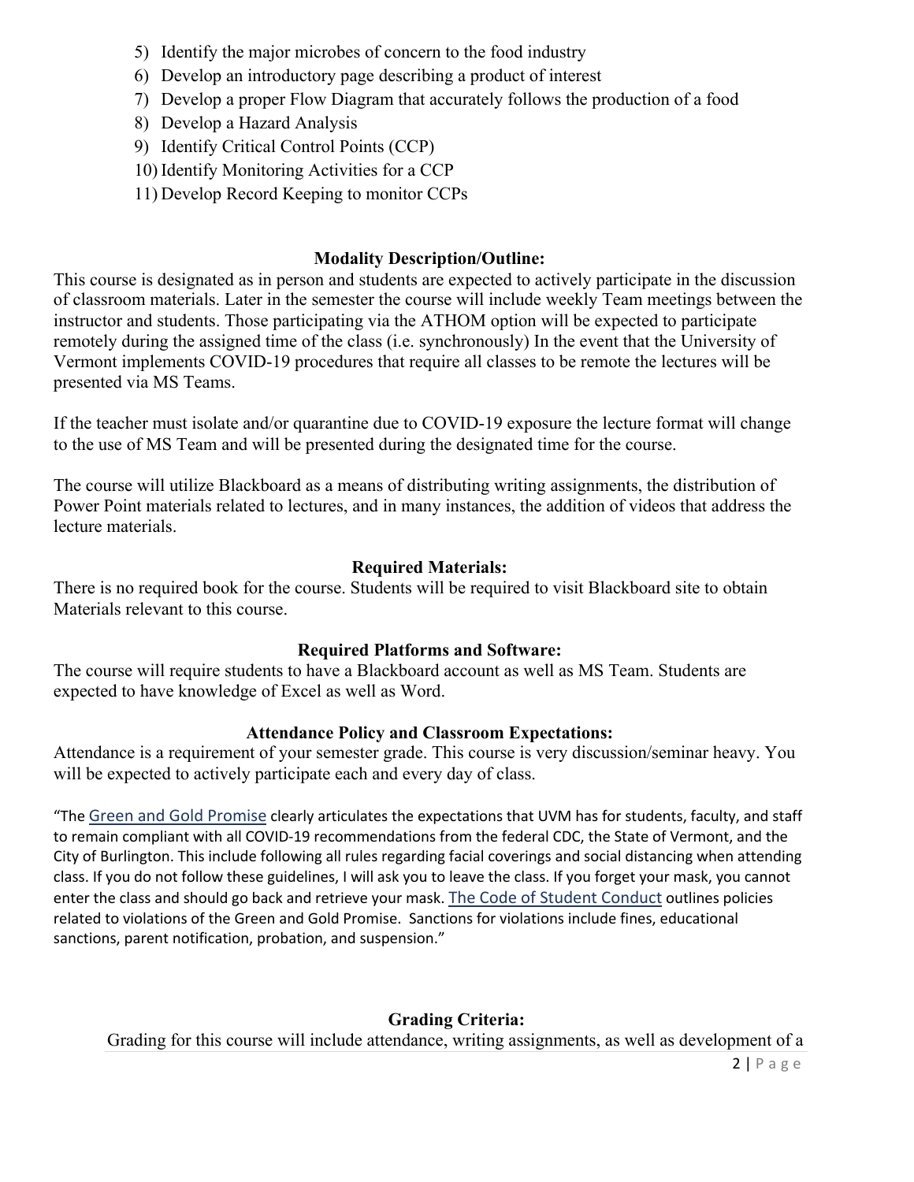5) Identify the major microbes of concern to the food industry
6) Develop an introductory page describing a product of interest
7) Develop a proper Flow Diagram that accurately follows the production of a food
8) Develop a Hazard Analysis
9) Identify Critical Control Points (CCP)
10) Identify Monitoring Activities for a CCP
11) Develop Record Keeping to monitor CCPs

## Modality Description/Outline:

This course is designated as in person and students are expected to actively participate in the discussion of classroom materials. Later in the semester the course will include weekly Team meetings between the instructor and students. Those participating via the ATHOM option will be expected to participate remotely during the assigned time of the class (i.e. synchronously) In the event that the University of Vermont implements COVID-19 procedures that require all classes to be remote the lectures will be presented via MS Teams.

If the teacher must isolate and/or quarantine due to COVID-19 exposure the lecture format will change to the use of MS Team and will be presented during the designated time for the course.

The course will utilize Blackboard as a means of distributing writing assignments, the distribution of Power Point materials related to lectures, and in many instances, the addition of videos that address the lecture materials.

## Required Materials:

There is no required book for the course. Students will be required to visit Blackboard site to obtain Materials relevant to this course.

## Required Platforms and Software:

The course will require students to have a Blackboard account as well as MS Team. Students are expected to have knowledge of Excel as well as Word.

## Attendance Policy and Classroom Expectations:

Attendance is a requirement of your semester grade. This course is very discussion/seminar heavy. You will be expected to actively participate each and every day of class.

"The Green and Gold Promise clearly articulates the expectations that UVM has for students, faculty, and staff to remain compliant with all COVID-19 recommendations from the federal CDC, the State of Vermont, and the City of Burlington. This include following all rules regarding facial coverings and social distancing when attending class. If you do not follow these guidelines, I will ask you to leave the class. If you forget your mask, you cannot enter the class and should go back and retrieve your mask. The Code of Student Conduct outlines policies related to violations of the Green and Gold Promise. Sanctions for violations include fines, educational sanctions, parent notification, probation, and suspension."

## Grading Criteria:

Grading for this course will include attendance, writing assignments, as well as development of a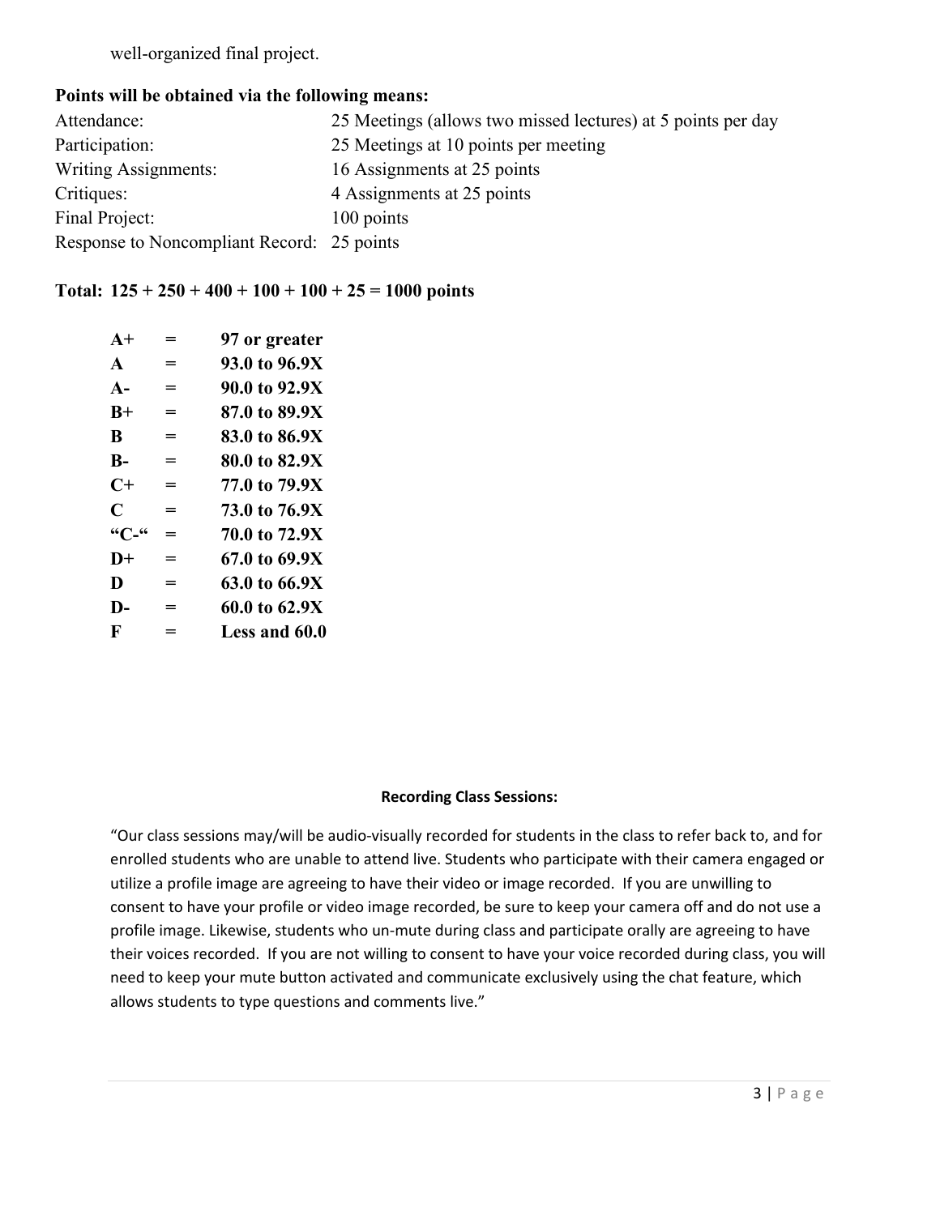well-organized final project.

**Points will be obtained via the following means:**

| | |
|---|---|
| Attendance: | 25 Meetings (allows two missed lectures) at 5 points per day |
| Participation: | 25 Meetings at 10 points per meeting |
| Writing Assignments: | 16 Assignments at 25 points |
| Critiques: | 4 Assignments at 25 points |
| Final Project: | 100 points |
| Response to Noncompliant Record: | 25 points |

**Total: 125 + 250 + 400 + 100 + 100 + 25 = 1000 points**

| | | |
|---|---|---|
| **A+** | **=** | **97 or greater** |
| **A** | **=** | **93.0 to 96.9X** |
| **A-** | **=** | **90.0 to 92.9X** |
| **B+** | **=** | **87.0 to 89.9X** |
| **B** | **=** | **83.0 to 86.9X** |
| **B-** | **=** | **80.0 to 82.9X** |
| **C+** | **=** | **77.0 to 79.9X** |
| **C** | **=** | **73.0 to 76.9X** |
| **"C-"** | **=** | **70.0 to 72.9X** |
| **D+** | **=** | **67.0 to 69.9X** |
| **D** | **=** | **63.0 to 66.9X** |
| **D-** | **=** | **60.0 to 62.9X** |
| **F** | **=** | **Less and 60.0** |

**Recording Class Sessions:**

"Our class sessions may/will be audio-visually recorded for students in the class to refer back to, and for enrolled students who are unable to attend live. Students who participate with their camera engaged or utilize a profile image are agreeing to have their video or image recorded. If you are unwilling to consent to have your profile or video image recorded, be sure to keep your camera off and do not use a profile image. Likewise, students who un-mute during class and participate orally are agreeing to have their voices recorded. If you are not willing to consent to have your voice recorded during class, you will need to keep your mute button activated and communicate exclusively using the chat feature, which allows students to type questions and comments live."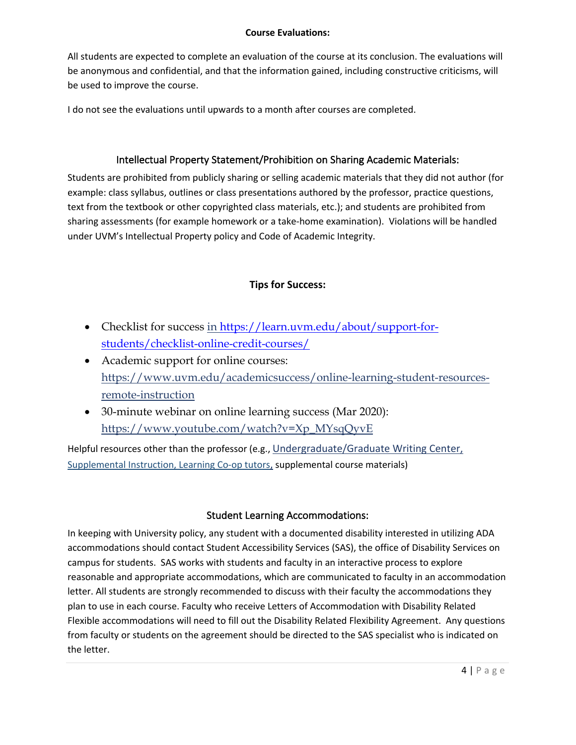**Course Evaluations:**

All students are expected to complete an evaluation of the course at its conclusion. The evaluations will be anonymous and confidential, and that the information gained, including constructive criticisms, will be used to improve the course.

I do not see the evaluations until upwards to a month after courses are completed.

## Intellectual Property Statement/Prohibition on Sharing Academic Materials:

Students are prohibited from publicly sharing or selling academic materials that they did not author (for example: class syllabus, outlines or class presentations authored by the professor, practice questions, text from the textbook or other copyrighted class materials, etc.); and students are prohibited from sharing assessments (for example homework or a take-home examination). Violations will be handled under UVM's Intellectual Property policy and Code of Academic Integrity.

**Tips for Success:**

- Checklist for success in https://learn.uvm.edu/about/support-for-students/checklist-online-credit-courses/
- Academic support for online courses: https://www.uvm.edu/academicsuccess/online-learning-student-resources-remote-instruction
- 30-minute webinar on online learning success (Mar 2020): https://www.youtube.com/watch?v=Xp_MYsqQyvE

Helpful resources other than the professor (e.g., Undergraduate/Graduate Writing Center, Supplemental Instruction, Learning Co-op tutors, supplemental course materials)

## Student Learning Accommodations:

In keeping with University policy, any student with a documented disability interested in utilizing ADA accommodations should contact Student Accessibility Services (SAS), the office of Disability Services on campus for students. SAS works with students and faculty in an interactive process to explore reasonable and appropriate accommodations, which are communicated to faculty in an accommodation letter. All students are strongly recommended to discuss with their faculty the accommodations they plan to use in each course. Faculty who receive Letters of Accommodation with Disability Related Flexible accommodations will need to fill out the Disability Related Flexibility Agreement. Any questions from faculty or students on the agreement should be directed to the SAS specialist who is indicated on the letter.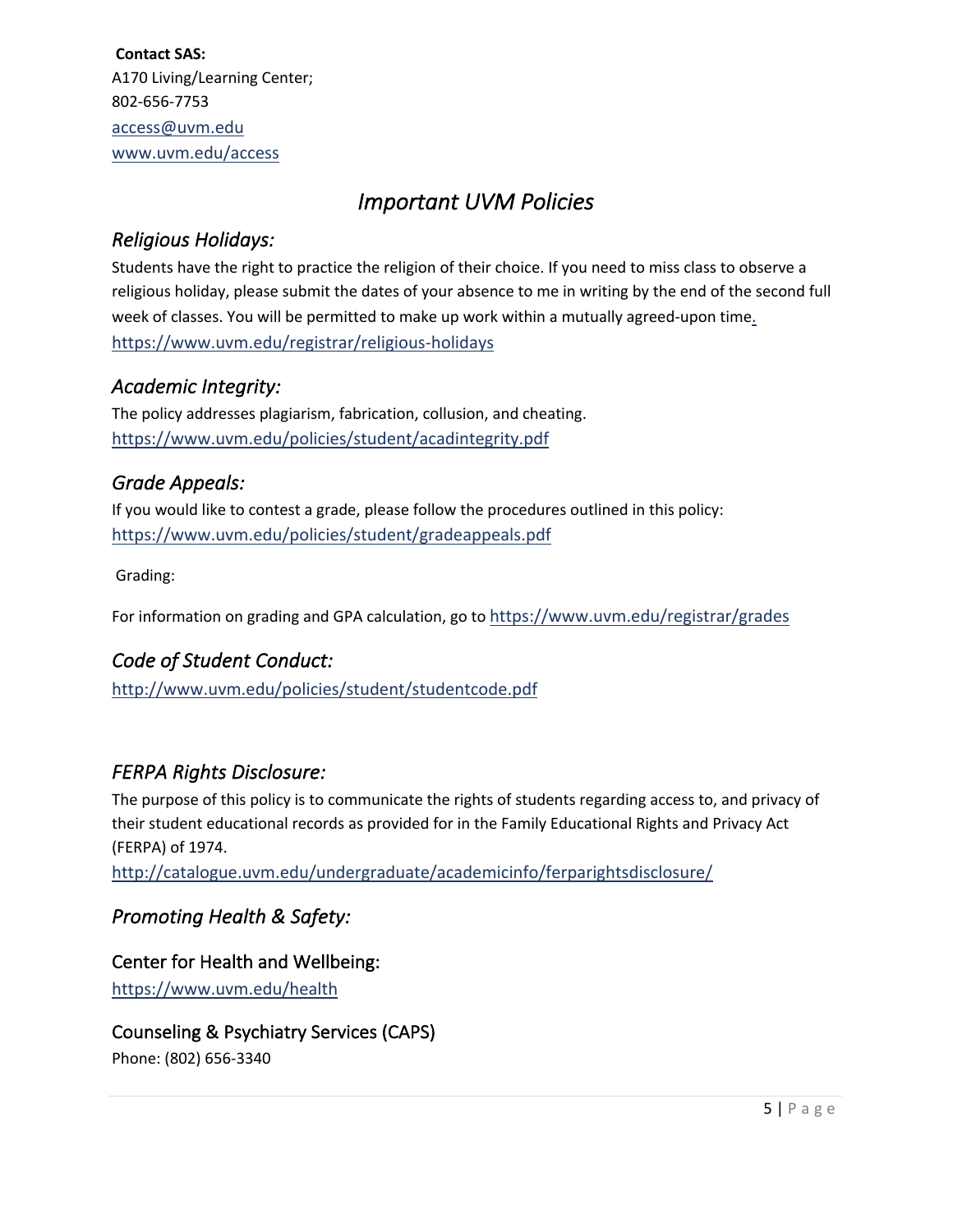**Contact SAS:**
A170 Living/Learning Center;
802-656-7753
access@uvm.edu
www.uvm.edu/access

# *Important UVM Policies*

## *Religious Holidays:*

Students have the right to practice the religion of their choice. If you need to miss class to observe a religious holiday, please submit the dates of your absence to me in writing by the end of the second full week of classes. You will be permitted to make up work within a mutually agreed-upon time.
https://www.uvm.edu/registrar/religious-holidays

## *Academic Integrity:*

The policy addresses plagiarism, fabrication, collusion, and cheating.
https://www.uvm.edu/policies/student/acadintegrity.pdf

## *Grade Appeals:*

If you would like to contest a grade, please follow the procedures outlined in this policy:
https://www.uvm.edu/policies/student/gradeappeals.pdf

Grading:

For information on grading and GPA calculation, go to https://www.uvm.edu/registrar/grades

## *Code of Student Conduct:*

http://www.uvm.edu/policies/student/studentcode.pdf

## *FERPA Rights Disclosure:*

The purpose of this policy is to communicate the rights of students regarding access to, and privacy of their student educational records as provided for in the Family Educational Rights and Privacy Act (FERPA) of 1974.
http://catalogue.uvm.edu/undergraduate/academicinfo/ferparightsdisclosure/

## *Promoting Health & Safety:*

### Center for Health and Wellbeing:

https://www.uvm.edu/health

### Counseling & Psychiatry Services (CAPS)

Phone: (802) 656-3340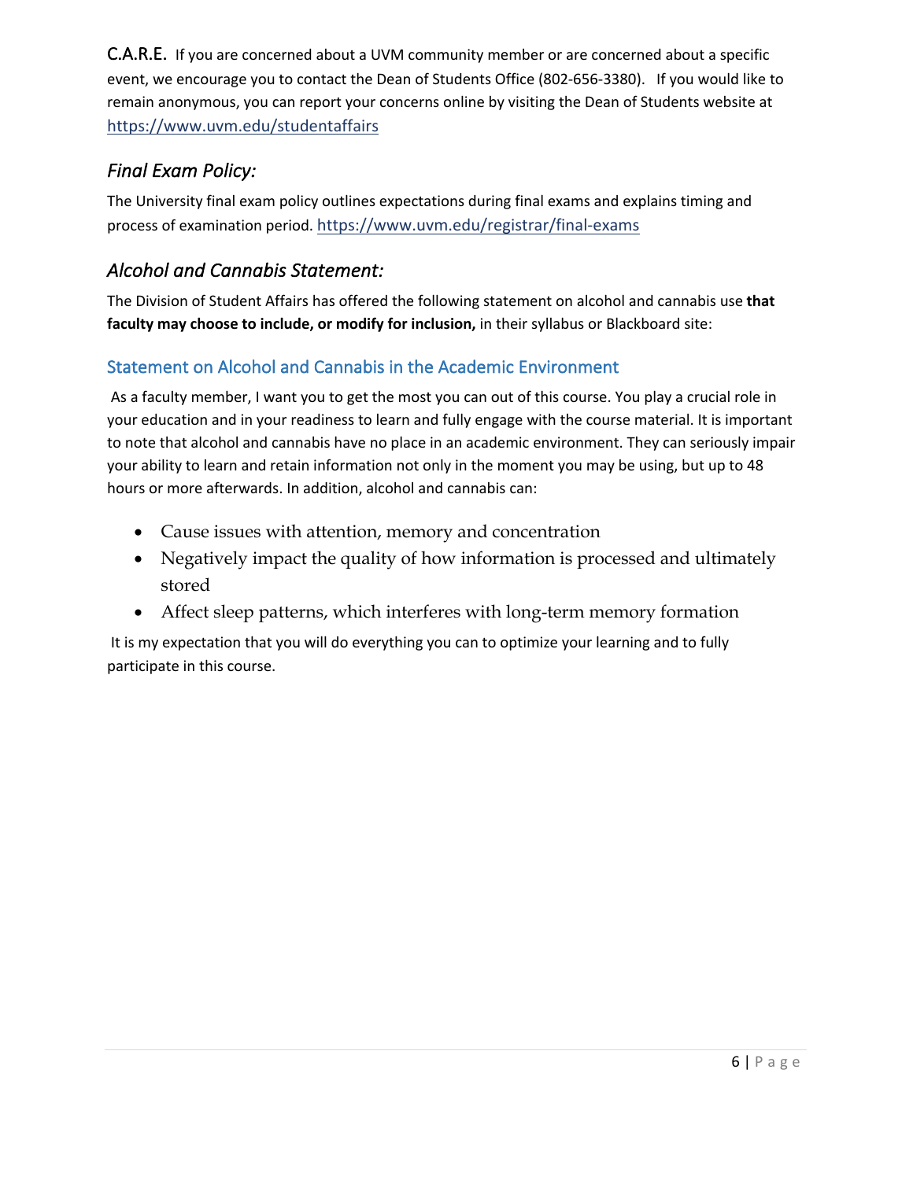**C.A.R.E.** If you are concerned about a UVM community member or are concerned about a specific event, we encourage you to contact the Dean of Students Office (802-656-3380). If you would like to remain anonymous, you can report your concerns online by visiting the Dean of Students website at https://www.uvm.edu/studentaffairs

## *Final Exam Policy:*

The University final exam policy outlines expectations during final exams and explains timing and process of examination period. https://www.uvm.edu/registrar/final-exams

## *Alcohol and Cannabis Statement:*

The Division of Student Affairs has offered the following statement on alcohol and cannabis use **that faculty may choose to include, or modify for inclusion,** in their syllabus or Blackboard site:

### Statement on Alcohol and Cannabis in the Academic Environment

As a faculty member, I want you to get the most you can out of this course. You play a crucial role in your education and in your readiness to learn and fully engage with the course material. It is important to note that alcohol and cannabis have no place in an academic environment. They can seriously impair your ability to learn and retain information not only in the moment you may be using, but up to 48 hours or more afterwards. In addition, alcohol and cannabis can:

- Cause issues with attention, memory and concentration
- Negatively impact the quality of how information is processed and ultimately stored
- Affect sleep patterns, which interferes with long-term memory formation

It is my expectation that you will do everything you can to optimize your learning and to fully participate in this course.